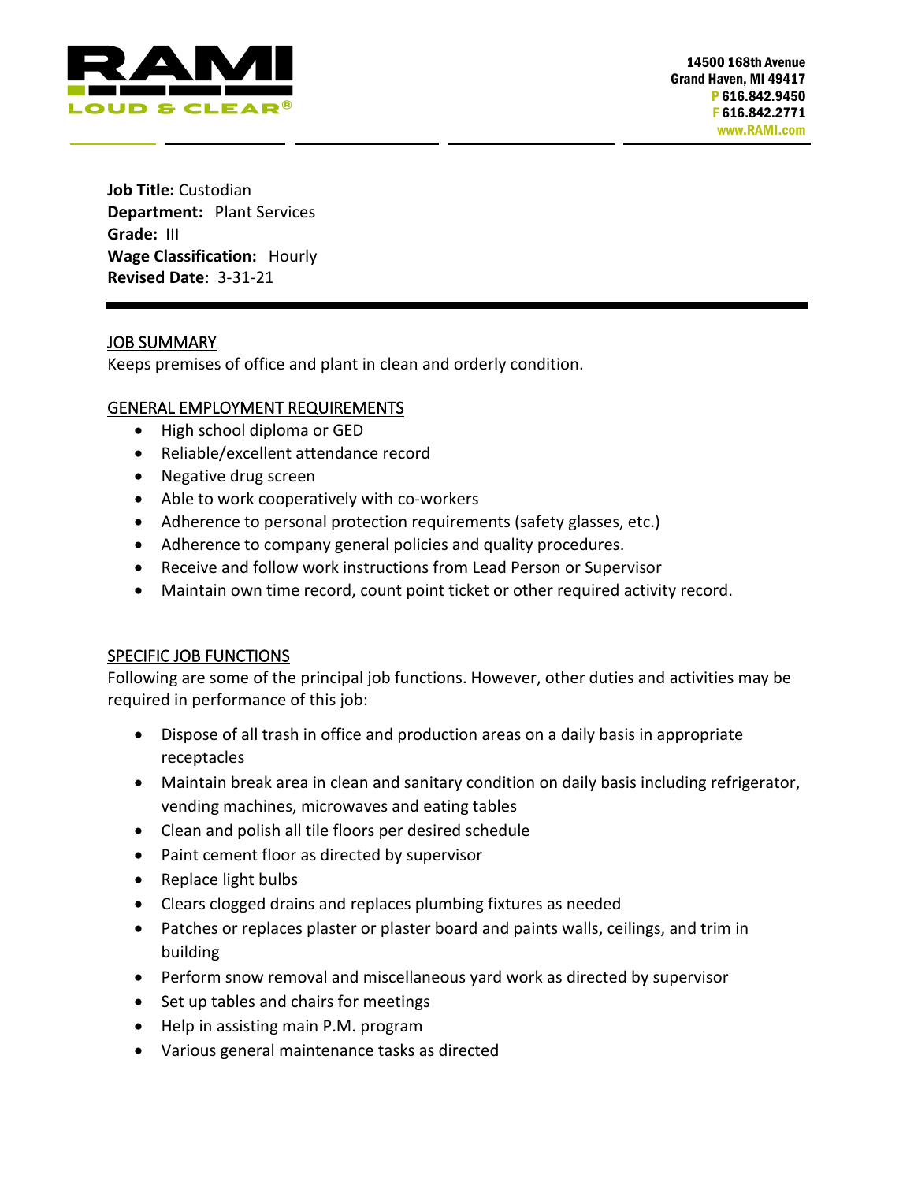RAMI LOUD & CLEAR®

14500 168th Avenue
Grand Haven, MI 49417
P 616.842.9450
F 616.842.2771
www.RAMI.com

**Job Title:** Custodian
**Department:** Plant Services
**Grade:** III
**Wage Classification:** Hourly
**Revised Date**: 3-31-21

---

## JOB SUMMARY

Keeps premises of office and plant in clean and orderly condition.

## GENERAL EMPLOYMENT REQUIREMENTS

- High school diploma or GED
- Reliable/excellent attendance record
- Negative drug screen
- Able to work cooperatively with co-workers
- Adherence to personal protection requirements (safety glasses, etc.)
- Adherence to company general policies and quality procedures.
- Receive and follow work instructions from Lead Person or Supervisor
- Maintain own time record, count point ticket or other required activity record.

## SPECIFIC JOB FUNCTIONS

Following are some of the principal job functions. However, other duties and activities may be required in performance of this job:

- Dispose of all trash in office and production areas on a daily basis in appropriate receptacles
- Maintain break area in clean and sanitary condition on daily basis including refrigerator, vending machines, microwaves and eating tables
- Clean and polish all tile floors per desired schedule
- Paint cement floor as directed by supervisor
- Replace light bulbs
- Clears clogged drains and replaces plumbing fixtures as needed
- Patches or replaces plaster or plaster board and paints walls, ceilings, and trim in building
- Perform snow removal and miscellaneous yard work as directed by supervisor
- Set up tables and chairs for meetings
- Help in assisting main P.M. program
- Various general maintenance tasks as directed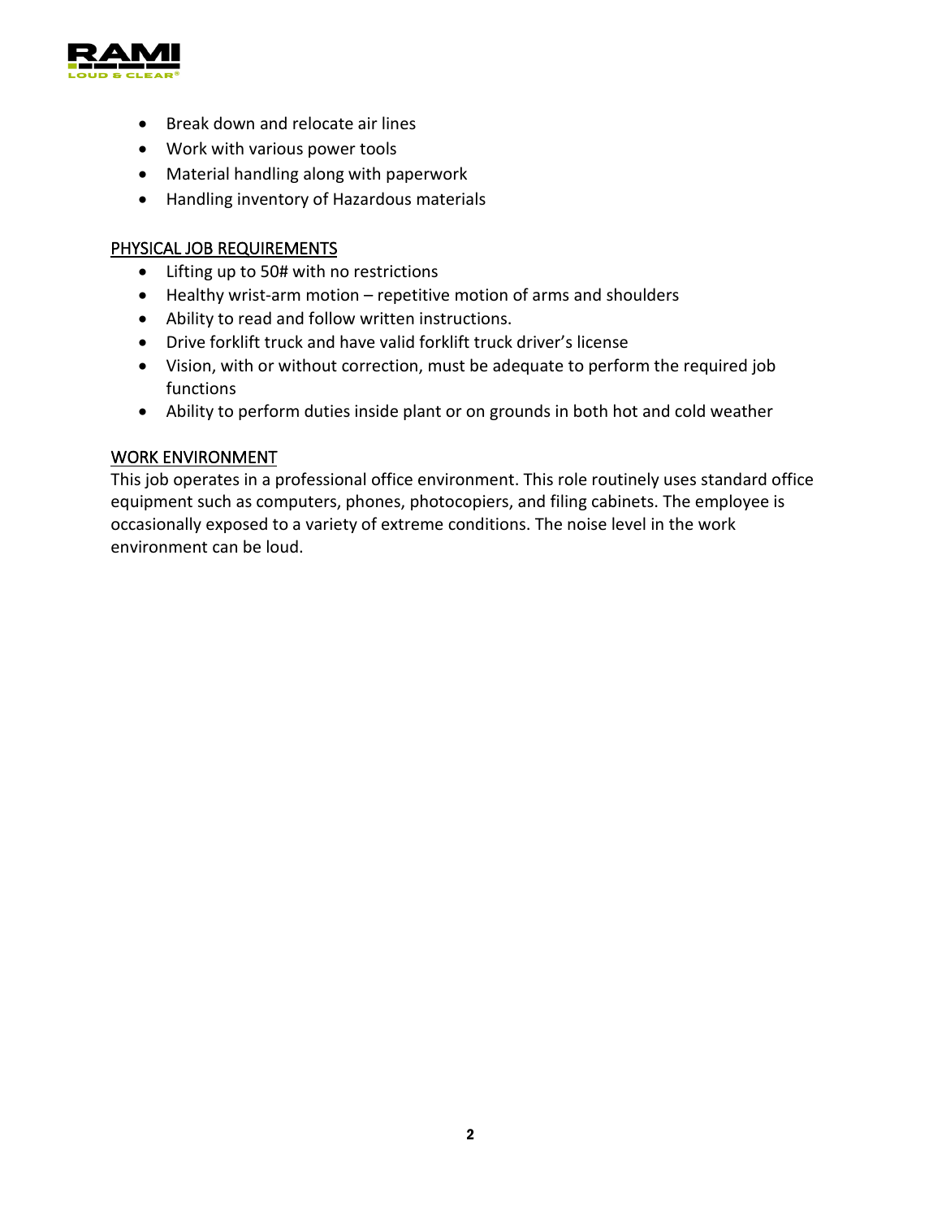- Break down and relocate air lines
- Work with various power tools
- Material handling along with paperwork
- Handling inventory of Hazardous materials

## PHYSICAL JOB REQUIREMENTS

- Lifting up to 50# with no restrictions
- Healthy wrist-arm motion – repetitive motion of arms and shoulders
- Ability to read and follow written instructions.
- Drive forklift truck and have valid forklift truck driver's license
- Vision, with or without correction, must be adequate to perform the required job functions
- Ability to perform duties inside plant or on grounds in both hot and cold weather

## WORK ENVIRONMENT

This job operates in a professional office environment. This role routinely uses standard office equipment such as computers, phones, photocopiers, and filing cabinets. The employee is occasionally exposed to a variety of extreme conditions. The noise level in the work environment can be loud.